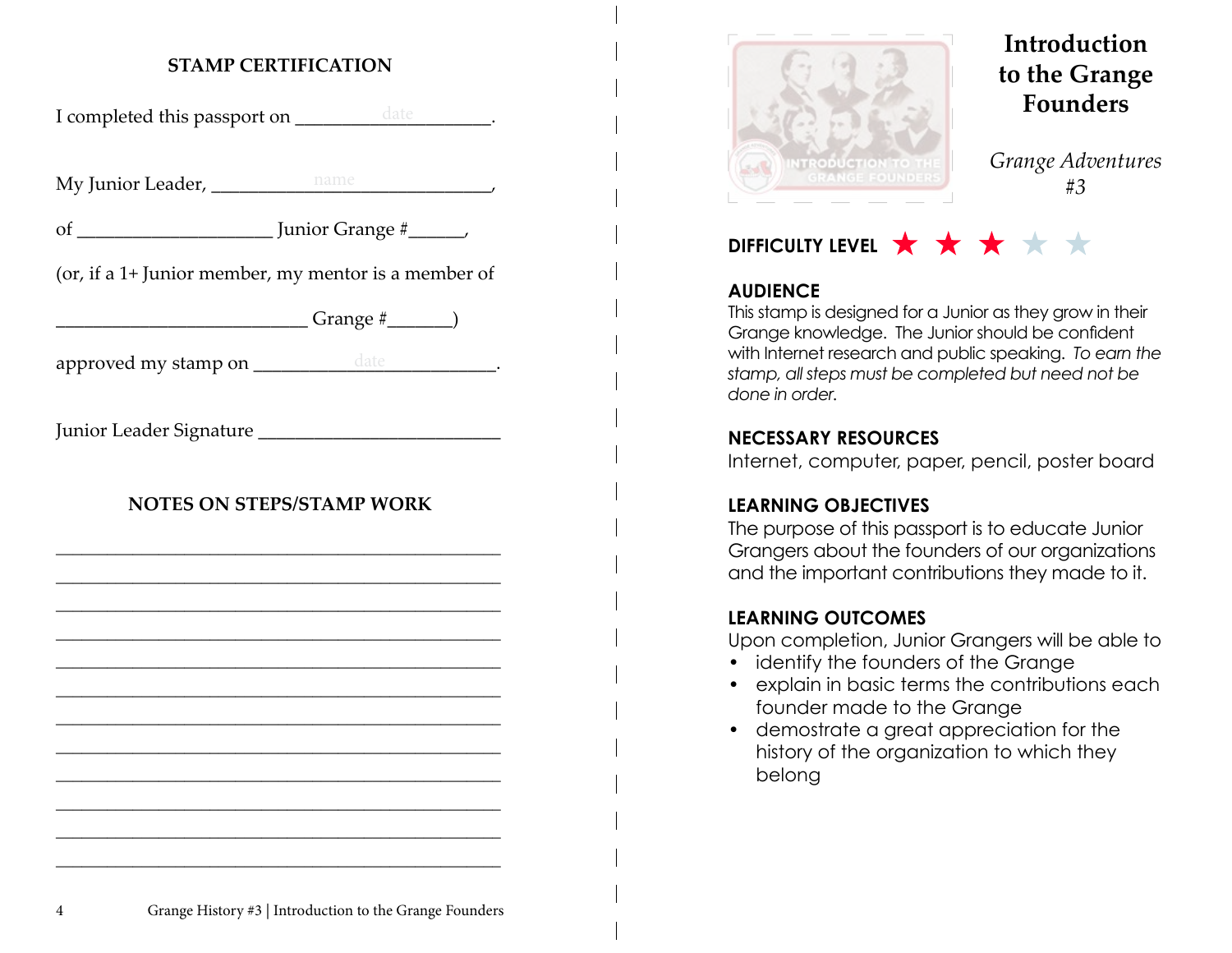## STAMP CERTIFICATION

I completed this passport on ____________date____________.

My Junior Leader, ______________name______________,

of ____________________ Junior Grange #______,

(or, if a 1+ Junior member, my mentor is a member of

__________________________ Grange #_______)

approved my stamp on ______________date______________.

Junior Leader Signature __________________________

## NOTES ON STEPS/STAMP WORK

______________________________________________

______________________________________________

______________________________________________

______________________________________________

______________________________________________

______________________________________________

______________________________________________

______________________________________________

______________________________________________

______________________________________________

______________________________________________

______________________________________________

# Introduction to the Grange Founders

*Grange Adventures #3*

**DIFFICULTY LEVEL** ★ ★ ★ ☆ ☆

**AUDIENCE**

This stamp is designed for a Junior as they grow in their Grange knowledge. The Junior should be confident with Internet research and public speaking. *To earn the stamp, all steps must be completed but need not be done in order.*

**NECESSARY RESOURCES**

Internet, computer, paper, pencil, poster board

**LEARNING OBJECTIVES**

The purpose of this passport is to educate Junior Grangers about the founders of our organizations and the important contributions they made to it.

**LEARNING OUTCOMES**

Upon completion, Junior Grangers will be able to

- identify the founders of the Grange
- explain in basic terms the contributions each founder made to the Grange
- demostrate a great appreciation for the history of the organization to which they belong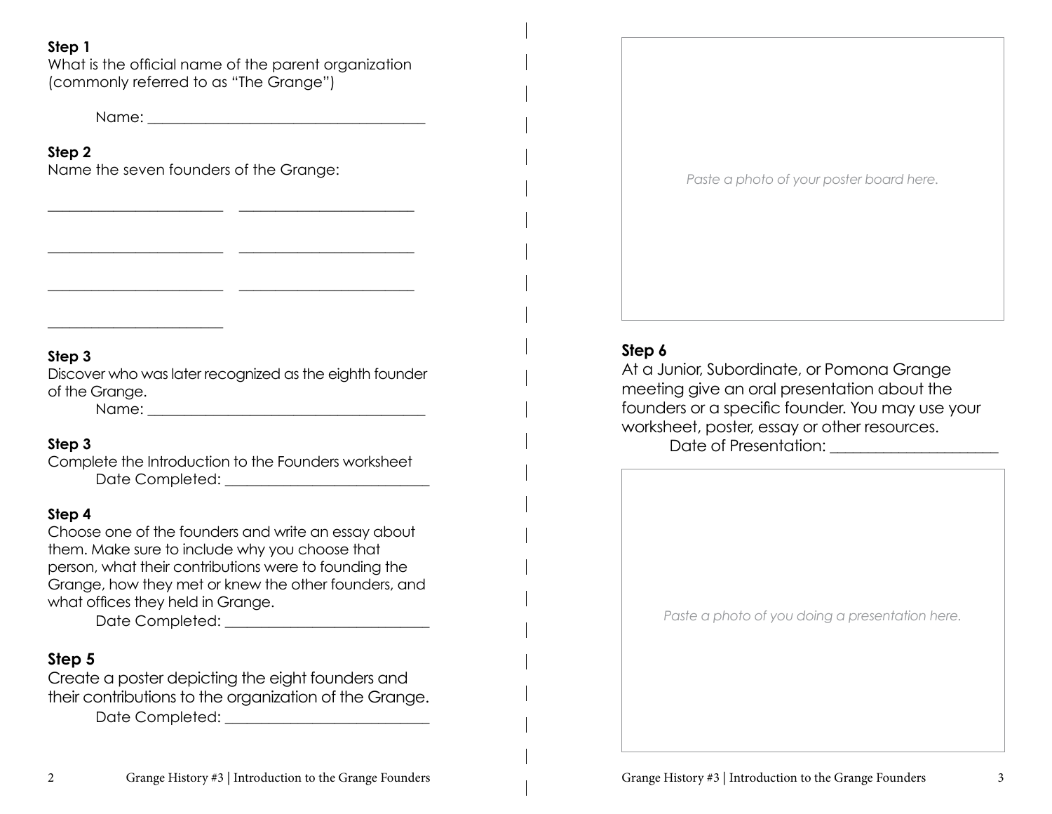**Step 1**

What is the official name of the parent organization (commonly referred to as "The Grange")

Name: ______________________________________

**Step 2**

Name the seven founders of the Grange:

________________________ ________________________

________________________ ________________________

________________________ ________________________

________________________

**Step 3**

Discover who was later recognized as the eighth founder of the Grange.

Name: ______________________________________

**Step 3**

Complete the Introduction to the Founders worksheet

Date Completed: ____________________________

**Step 4**

Choose one of the founders and write an essay about them. Make sure to include why you choose that person, what their contributions were to founding the Grange, how they met or knew the other founders, and what offices they held in Grange.

Date Completed: ____________________________

**Step 5**

Create a poster depicting the eight founders and their contributions to the organization of the Grange.

Date Completed: ____________________________

*Paste a photo of your poster board here.*

**Step 6**

At a Junior, Subordinate, or Pomona Grange meeting give an oral presentation about the founders or a specific founder. You may use your worksheet, poster, essay or other resources.

Date of Presentation: ______________________

*Paste a photo of you doing a presentation here.*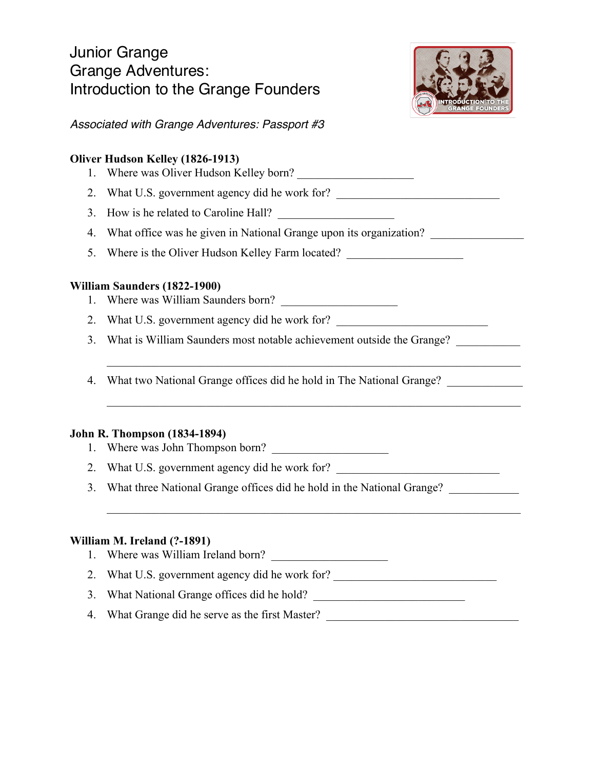# Junior Grange
# Grange Adventures:
# Introduction to the Grange Founders

*Associated with Grange Adventures: Passport #3*

**Oliver Hudson Kelley (1826-1913)**

1. Where was Oliver Hudson Kelley born? ____________________
2. What U.S. government agency did he work for? ____________________________
3. How is he related to Caroline Hall? ____________________
4. What office was he given in National Grange upon its organization? ________________
5. Where is the Oliver Hudson Kelley Farm located? ____________________

**William Saunders (1822-1900)**

1. Where was William Saunders born? ____________________
2. What U.S. government agency did he work for? __________________________
3. What is William Saunders most notable achievement outside the Grange? ___________
   ______________________________________________________________________
4. What two National Grange offices did he hold in The National Grange? _____________
   ______________________________________________________________________

**John R. Thompson (1834-1894)**

1. Where was John Thompson born? ____________________
2. What U.S. government agency did he work for? ____________________________
3. What three National Grange offices did he hold in the National Grange? ____________
   ______________________________________________________________________

**William M. Ireland (?-1891)**

1. Where was William Ireland born? ____________________
2. What U.S. government agency did he work for? ____________________________
3. What National Grange offices did he hold? __________________________
4. What Grange did he serve as the first Master? _________________________________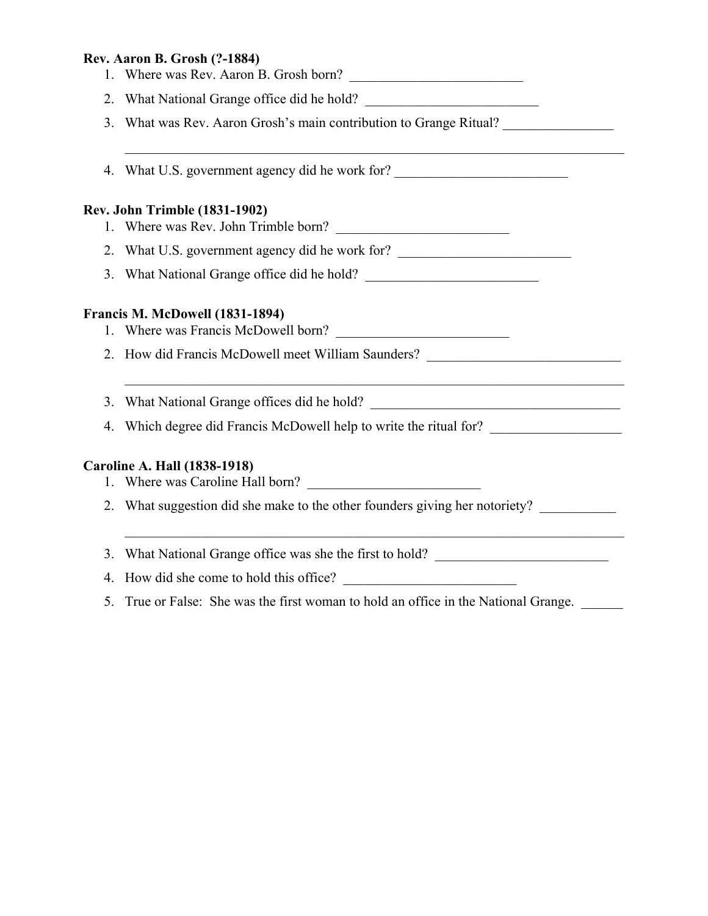**Rev. Aaron B. Grosh (?-1884)**

1. Where was Rev. Aaron B. Grosh born? __________________________
2. What National Grange office did he hold? __________________________
3. What was Rev. Aaron Grosh's main contribution to Grange Ritual? ________________

   ___________________________________________________________________________
4. What U.S. government agency did he work for? __________________________

**Rev. John Trimble (1831-1902)**

1. Where was Rev. John Trimble born? __________________________
2. What U.S. government agency did he work for? __________________________
3. What National Grange office did he hold? __________________________

**Francis M. McDowell (1831-1894)**

1. Where was Francis McDowell born? __________________________
2. How did Francis McDowell meet William Saunders? _____________________________

   ___________________________________________________________________________
3. What National Grange offices did he hold? _____________________________________
4. Which degree did Francis McDowell help to write the ritual for? ___________________

**Caroline A. Hall (1838-1918)**

1. Where was Caroline Hall born? __________________________
2. What suggestion did she make to the other founders giving her notoriety? ___________

   ___________________________________________________________________________
3. What National Grange office was she the first to hold? __________________________
4. How did she come to hold this office? __________________________
5. True or False: She was the first woman to hold an office in the National Grange. ______